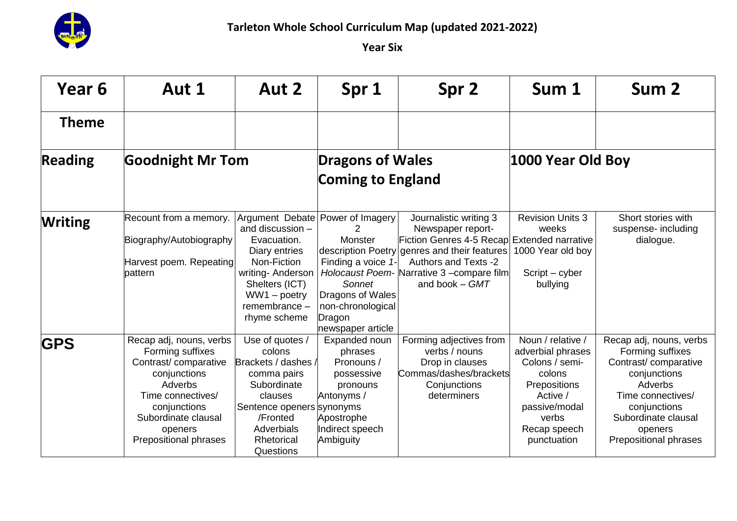# Tarleton Whole School Curriculum Map (updated 2021-2022)

## Year Six

| Year 6 | Aut 1 | Aut 2 | Spr 1 | Spr 2 | Sum 1 | Sum 2 |
|---|---|---|---|---|---|---|
| **Theme** | | | | | | |
| **Reading** | **Goodnight Mr Tom** | | **Dragons of Wales**<br>**Coming to England** | | **1000 Year Old Boy** | |
| **Writing** | Recount from a memory.<br>Biography/Autobiography<br>Harvest poem. Repeating pattern | Argument Debate and discussion – Evacuation.<br>Diary entries<br>Non-Fiction writing- Anderson Shelters (ICT)<br>WW1 – poetry remembrance – rhyme scheme | Power of Imagery 2<br>Monster description Poetry<br>Finding a voice *1- Holocaust Poem- Sonnet*<br>Dragons of Wales non-chronological<br>Dragon newspaper article | Journalistic writing 3 Newspaper report-<br>Fiction Genres 4-5 Recap genres and their features<br>Authors and Texts -2<br>Narrative 3 –compare film and book – *GMT* | Revision Units 3 weeks<br>Extended narrative 1000 Year old boy<br>Script – cyber bullying | Short stories with suspense- including dialogue. |
| **GPS** | Recap adj, nouns, verbs<br>Forming suffixes<br>Contrast/ comparative conjunctions<br>Adverbs<br>Time connectives/ conjunctions<br>Subordinate clausal openers<br>Prepositional phrases | Use of quotes / colons<br>Brackets / dashes / comma pairs<br>Subordinate clauses<br>Sentence openers /Fronted Adverbials<br>Rhetorical Questions | Expanded noun phrases<br>Pronouns / possessive pronouns<br>Antonyms / synonyms<br>Apostrophe<br>Indirect speech<br>Ambiguity | Forming adjectives from verbs / nouns<br>Drop in clauses<br>Commas/dashes/brackets<br>Conjunctions<br>determiners | Noun / relative / adverbial phrases<br>Colons / semi-colons<br>Prepositions<br>Active / passive/modal verbs<br>Recap speech punctuation | Recap adj, nouns, verbs<br>Forming suffixes<br>Contrast/ comparative conjunctions<br>Adverbs<br>Time connectives/ conjunctions<br>Subordinate clausal openers<br>Prepositional phrases |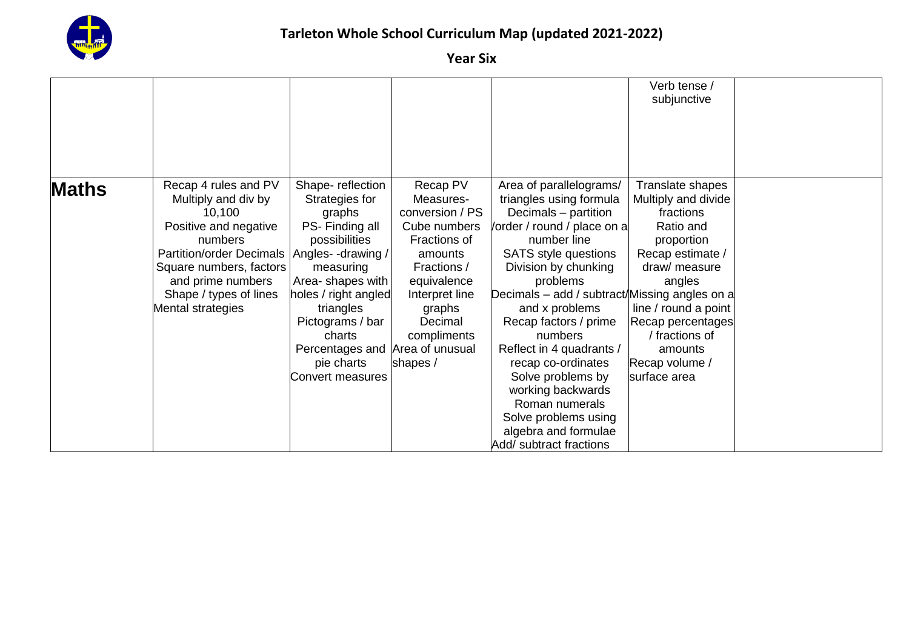# Tarleton Whole School Curriculum Map (updated 2021-2022)

## Year Six

| | | | | | | |
|---|---|---|---|---|---|---|
| | | | | | Verb tense / subjunctive | |
| **Maths** | Recap 4 rules and PV<br>Multiply and div by 10,100<br>Positive and negative numbers<br>Partition/order Decimals<br>Square numbers, factors and prime numbers<br>Shape / types of lines<br>Mental strategies | Shape- reflection<br>Strategies for graphs<br>PS- Finding all possibilities<br>Angles- -drawing / measuring<br>Area- shapes with holes / right angled triangles<br>Pictograms / bar charts<br>Percentages and pie charts<br>Convert measures | Recap PV<br>Measures- conversion / PS<br>Cube numbers<br>Fractions of amounts<br>Fractions / equivalence<br>Interpret line graphs<br>Decimal compliments<br>Area of unusual shapes / | Area of parallelograms/ triangles using formula<br>Decimals – partition /order / round / place on a number line<br>SATS style questions<br>Division by chunking problems<br>Decimals – add / subtract/ and x problems<br>Recap factors / prime numbers<br>Reflect in 4 quadrants / recap co-ordinates<br>Solve problems by working backwards<br>Roman numerals<br>Solve problems using algebra and formulae<br>Add/ subtract fractions | Translate shapes<br>Multiply and divide fractions<br>Ratio and proportion<br>Recap estimate / draw/ measure angles<br>Missing angles on a line / round a point<br>Recap percentages / fractions of amounts<br>Recap volume / surface area | |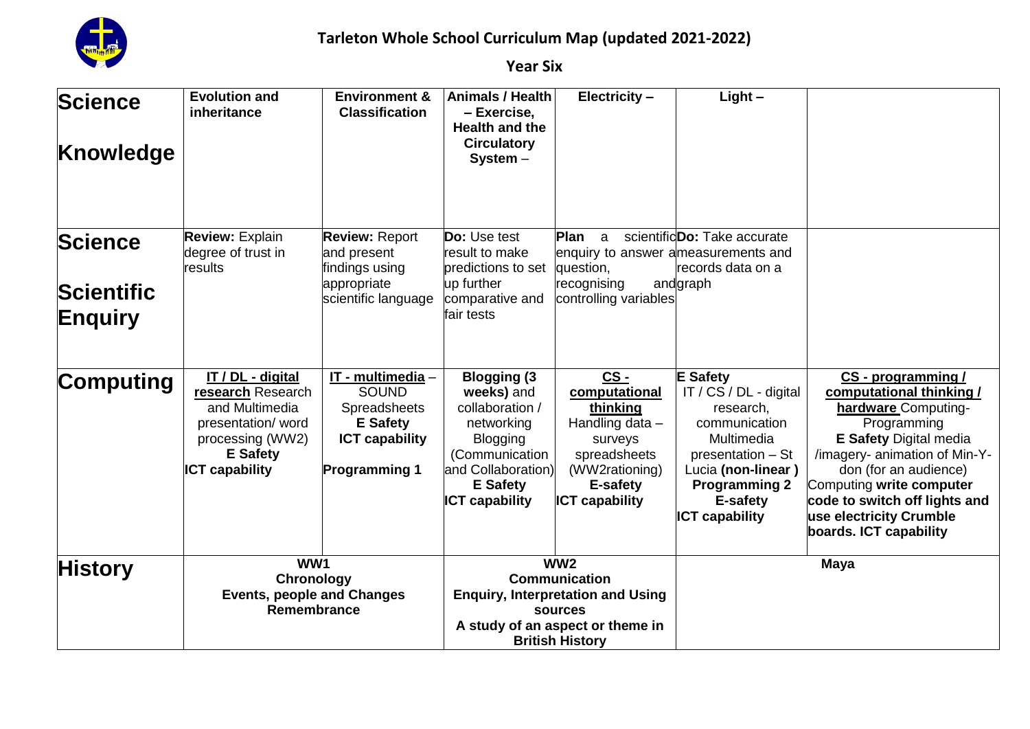# Tarleton Whole School Curriculum Map (updated 2021-2022)

## Year Six

| | | | | | | |
|---|---|---|---|---|---|---|
| **Science Knowledge** | **Evolution and inheritance** | **Environment & Classification** | **Animals / Health – Exercise, Health and the Circulatory System –** | **Electricity –** | **Light –** | |
| **Science Scientific Enquiry** | **Review:** Explain degree of trust in results | **Review:** Report and present findings using appropriate scientific language | **Do:** Use test result to make predictions to set up further comparative and fair tests | **Plan** a scientific enquiry to answer a question, recognising and controlling variables | **Do:** Take accurate measurements and records data on a graph | |
| **Computing** | **IT / DL - digital research** Research and Multimedia presentation/ word processing (WW2) **E Safety** **ICT capability** | **IT - multimedia** – SOUND Spreadsheets **E Safety** **ICT capability** **Programming 1** | **Blogging (3 weeks)** and collaboration / networking Blogging (Communication and Collaboration) **E Safety** **ICT capability** | **CS - computational thinking** Handling data – surveys spreadsheets (WW2rationing) **E-safety** **ICT capability** | **E Safety** IT / CS / DL - digital research, communication Multimedia presentation – St Lucia **(non-linear )** **Programming 2** **E-safety** **ICT capability** | **CS - programming / computational thinking / hardware** Computing-Programming **E Safety** Digital media /imagery- animation of Min-Y-don (for an audience) Computing **write computer code to switch off lights and use electricity Crumble boards. ICT capability** |
| **History** | **WW1** **Chronology** **Events, people and Changes** **Remembrance** | | **WW2** **Communication** **Enquiry, Interpretation and Using sources** **A study of an aspect or theme in British History** | | **Maya** | |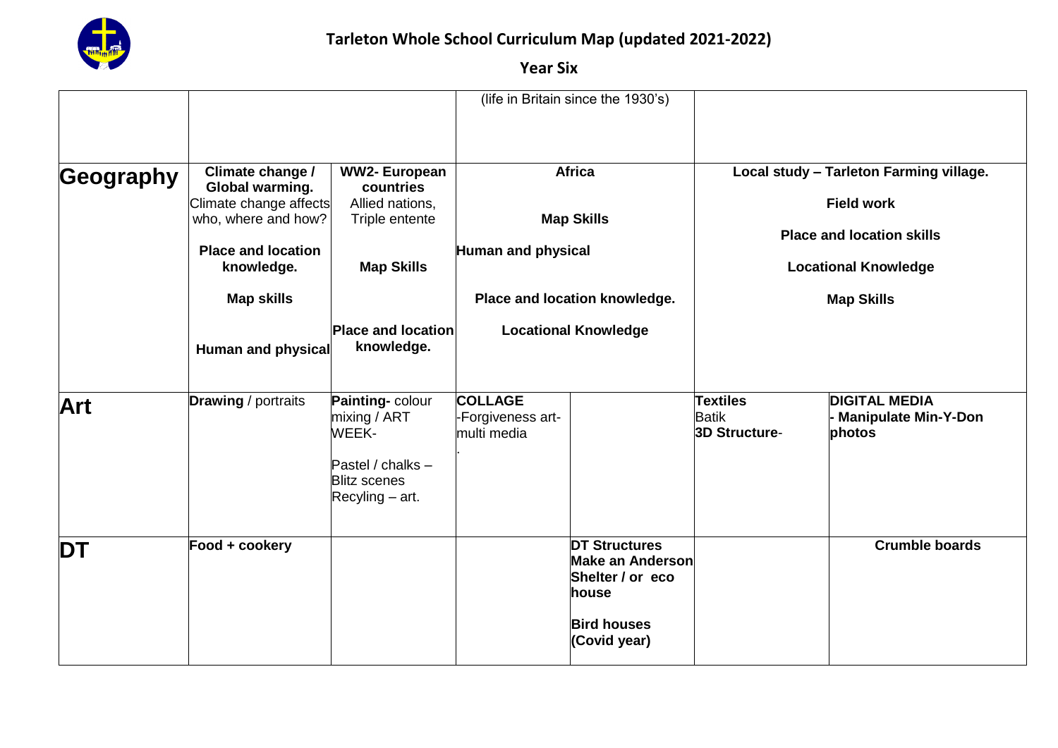# Tarleton Whole School Curriculum Map (updated 2021-2022)

## Year Six

| | | | | | | |
|---|---|---|---|---|---|---|
| | | | (life in Britain since the 1930's) | | | |
| **Geography** | **Climate change / Global warming.** Climate change affects who, where and how? **Place and location knowledge.** **Map skills** **Human and physical** | **WW2- European countries** Allied nations, Triple entente **Map Skills** **Place and location knowledge.** | **Africa** **Map Skills** **Human and physical** **Place and location knowledge.** **Locational Knowledge** | | **Local study – Tarleton Farming village.** **Field work** **Place and location skills** **Locational Knowledge** **Map Skills** | |
| **Art** | **Drawing** / portraits | **Painting-** colour mixing / ART WEEK- Pastel / chalks – Blitz scenes Recyling – art. | **COLLAGE** -Forgiveness art- multi media . | | **Textiles** Batik **3D Structure**- | **DIGITAL MEDIA** **- Manipulate Min-Y-Don photos** |
| **DT** | **Food + cookery** | | | **DT Structures Make an Anderson Shelter / or eco house** **Bird houses (Covid year)** | | **Crumble boards** |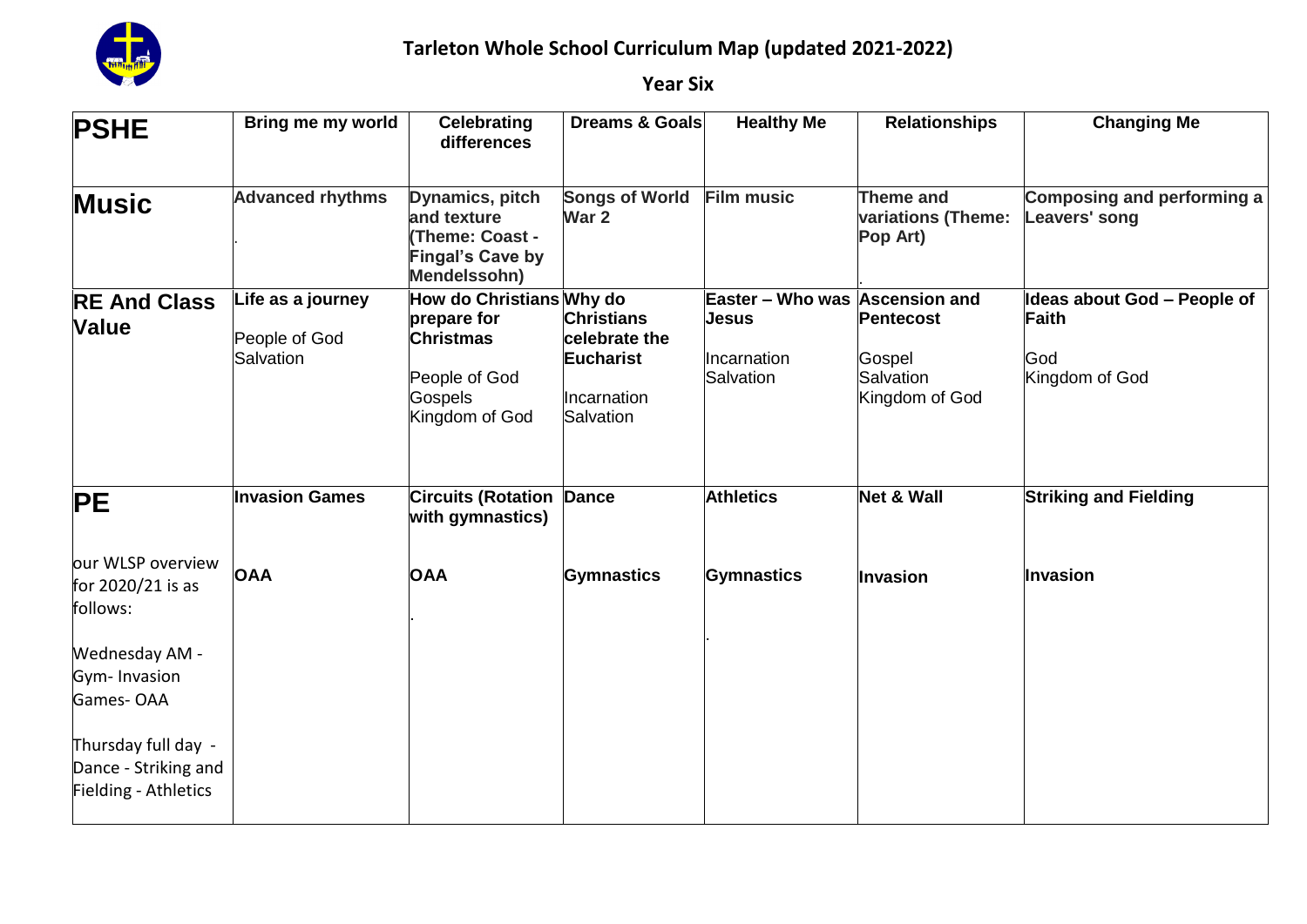# Tarleton Whole School Curriculum Map (updated 2021-2022)

## Year Six

| | | | | | | |
|---|---|---|---|---|---|---|
| **PSHE** | **Bring me my world** | **Celebrating differences** | **Dreams & Goals** | **Healthy Me** | **Relationships** | **Changing Me** |
| **Music** | **Advanced rhythms**<br>. | **Dynamics, pitch and texture (Theme: Coast - Fingal's Cave by Mendelssohn)** | **Songs of World War 2** | **Film music** | **Theme and variations (Theme: Pop Art)**<br>. | **Composing and performing a Leavers' song** |
| **RE And Class Value** | **Life as a journey**<br>People of God<br>Salvation | **How do Christians prepare for Christmas**<br>People of God<br>Gospels<br>Kingdom of God | **Why do Christians celebrate the Eucharist**<br>Incarnation<br>Salvation | **Easter – Who was Jesus**<br>Incarnation<br>Salvation | **Ascension and Pentecost**<br>Gospel<br>Salvation<br>Kingdom of God | **Ideas about God – People of Faith**<br>God<br>Kingdom of God |
| **PE**<br>our WLSP overview for 2020/21 is as follows:<br>Wednesday AM - Gym- Invasion Games- OAA<br>Thursday full day - Dance - Striking and Fielding - Athletics | **Invasion Games**<br>**OAA** | **Circuits (Rotation with gymnastics)**<br>**OAA**<br>. | **Dance**<br>**Gymnastics** | **Athletics**<br>**Gymnastics**<br>. | **Net & Wall**<br>**Invasion** | **Striking and Fielding**<br>**Invasion** |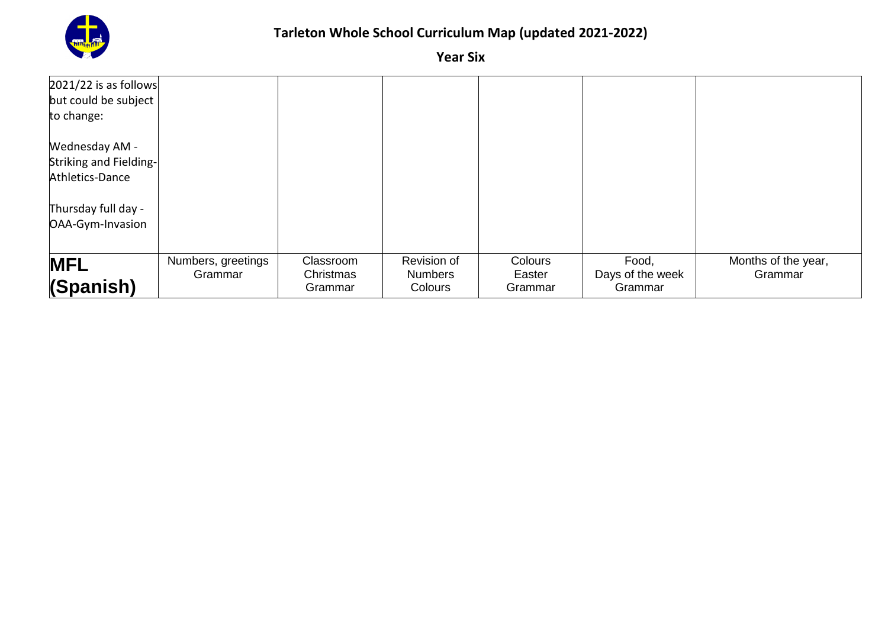# Tarleton Whole School Curriculum Map (updated 2021-2022)

## Year Six

| | | | | | | |
|---|---|---|---|---|---|---|
| 2021/22 is as follows but could be subject to change:<br><br>Wednesday AM - Striking and Fielding-Athletics-Dance<br><br>Thursday full day - OAA-Gym-Invasion | | | | | | |
| **MFL (Spanish)** | Numbers, greetings<br>Grammar | Classroom<br>Christmas<br>Grammar | Revision of<br>Numbers<br>Colours | Colours<br>Easter<br>Grammar | Food,<br>Days of the week<br>Grammar | Months of the year,<br>Grammar |